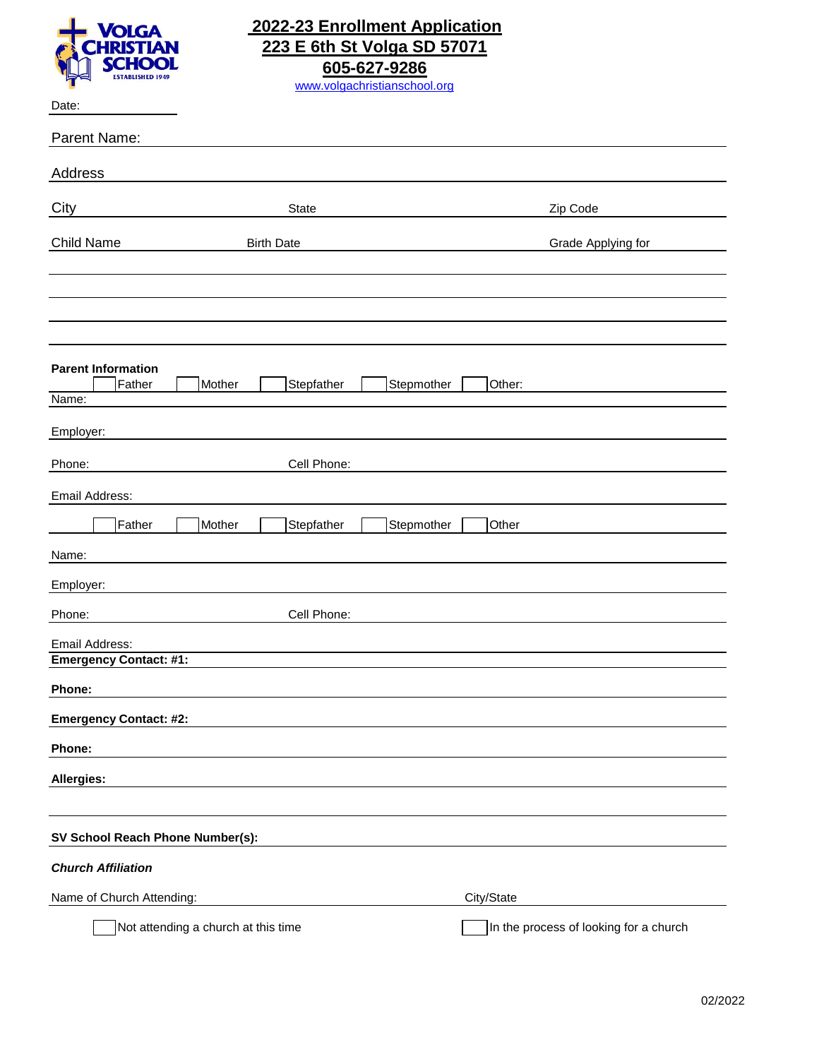VOLGA CHRISTIAN SCHOOL
ESTABLISHED 1949

# 2022-23 Enrollment Application

**223 E 6th St Volga SD 57071**

**605-627-9286**

www.volgachristianschool.org

Date: ____________________

Parent Name: ____________________

Address ____________________

City ____________________ State ____________________ Zip Code ____________________

| Child Name | Birth Date | Grade Applying for |
|---|---|---|
| | | |
| | | |
| | | |
| | | |

**Parent Information**

☐ Father ☐ Mother ☐ Stepfather ☐ Stepmother ☐ Other: ____________________

Name: ____________________

Employer: ____________________

Phone: ____________________ Cell Phone: ____________________

Email Address: ____________________

☐ Father ☐ Mother ☐ Stepfather ☐ Stepmother ☐ Other

Name: ____________________

Employer: ____________________

Phone: ____________________ Cell Phone: ____________________

Email Address: ____________________

**Emergency Contact: #1:** ____________________

**Phone:** ____________________

**Emergency Contact: #2:** ____________________

**Phone:** ____________________

**Allergies:** ____________________

____________________

**SV School Reach Phone Number(s):** ____________________

***Church Affiliation***

Name of Church Attending: ____________________ City/State ____________________

☐ Not attending a church at this time ☐ In the process of looking for a church

02/2022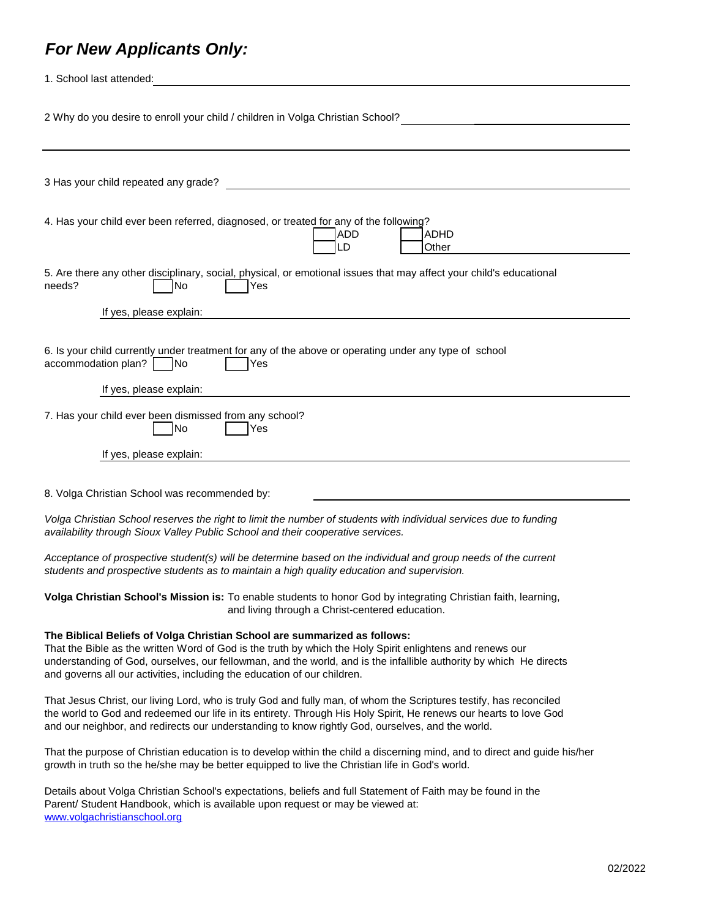## *For New Applicants Only:*

1. School last attended: \_\_\_\_\_\_\_\_\_\_\_\_\_\_\_\_\_\_\_\_\_\_\_\_\_\_\_\_\_\_\_\_\_\_\_\_\_\_\_\_

2 Why do you desire to enroll your child / children in Volga Christian School? \_\_\_\_\_\_\_\_\_\_\_\_\_\_\_\_\_\_\_\_

\_\_\_\_\_\_\_\_\_\_\_\_\_\_\_\_\_\_\_\_\_\_\_\_\_\_\_\_\_\_\_\_\_\_\_\_\_\_\_\_\_\_\_\_\_\_\_\_\_\_\_\_\_\_\_\_\_\_\_\_\_\_\_\_\_\_\_\_\_\_

3 Has your child repeated any grade? \_\_\_\_\_\_\_\_\_\_\_\_\_\_\_\_\_\_\_\_\_\_\_\_\_\_\_\_\_\_\_\_\_\_\_\_\_\_\_\_

4. Has your child ever been referred, diagnosed, or treated for any of the following?

☐ ADD ☐ ADHD
☐ LD ☐ Other \_\_\_\_\_\_\_\_\_\_\_\_\_\_\_\_\_\_\_\_

5. Are there any other disciplinary, social, physical, or emotional issues that may affect your child's educational needs? ☐ No ☐ Yes

If yes, please explain: \_\_\_\_\_\_\_\_\_\_\_\_\_\_\_\_\_\_\_\_\_\_\_\_\_\_\_\_\_\_\_\_\_\_\_\_\_\_\_\_

6. Is your child currently under treatment for any of the above or operating under any type of school accommodation plan? ☐ No ☐ Yes

If yes, please explain: \_\_\_\_\_\_\_\_\_\_\_\_\_\_\_\_\_\_\_\_\_\_\_\_\_\_\_\_\_\_\_\_\_\_\_\_\_\_\_\_

7. Has your child ever been dismissed from any school?
☐ No ☐ Yes

If yes, please explain: \_\_\_\_\_\_\_\_\_\_\_\_\_\_\_\_\_\_\_\_\_\_\_\_\_\_\_\_\_\_\_\_\_\_\_\_\_\_\_\_

8. Volga Christian School was recommended by: \_\_\_\_\_\_\_\_\_\_\_\_\_\_\_\_\_\_\_\_\_\_\_\_\_\_\_\_\_\_

*Volga Christian School reserves the right to limit the number of students with individual services due to funding availability through Sioux Valley Public School and their cooperative services.*

*Acceptance of prospective student(s) will be determine based on the individual and group needs of the current students and prospective students as to maintain a high quality education and supervision.*

**Volga Christian School's Mission is:** To enable students to honor God by integrating Christian faith, learning, and living through a Christ-centered education.

**The Biblical Beliefs of Volga Christian School are summarized as follows:**
That the Bible as the written Word of God is the truth by which the Holy Spirit enlightens and renews our understanding of God, ourselves, our fellowman, and the world, and is the infallible authority by which He directs and governs all our activities, including the education of our children.

That Jesus Christ, our living Lord, who is truly God and fully man, of whom the Scriptures testify, has reconciled the world to God and redeemed our life in its entirety. Through His Holy Spirit, He renews our hearts to love God and our neighbor, and redirects our understanding to know rightly God, ourselves, and the world.

That the purpose of Christian education is to develop within the child a discerning mind, and to direct and guide his/her growth in truth so the he/she may be better equipped to live the Christian life in God's world.

Details about Volga Christian School's expectations, beliefs and full Statement of Faith may be found in the Parent/ Student Handbook, which is available upon request or may be viewed at:
www.volgachristianschool.org

02/2022